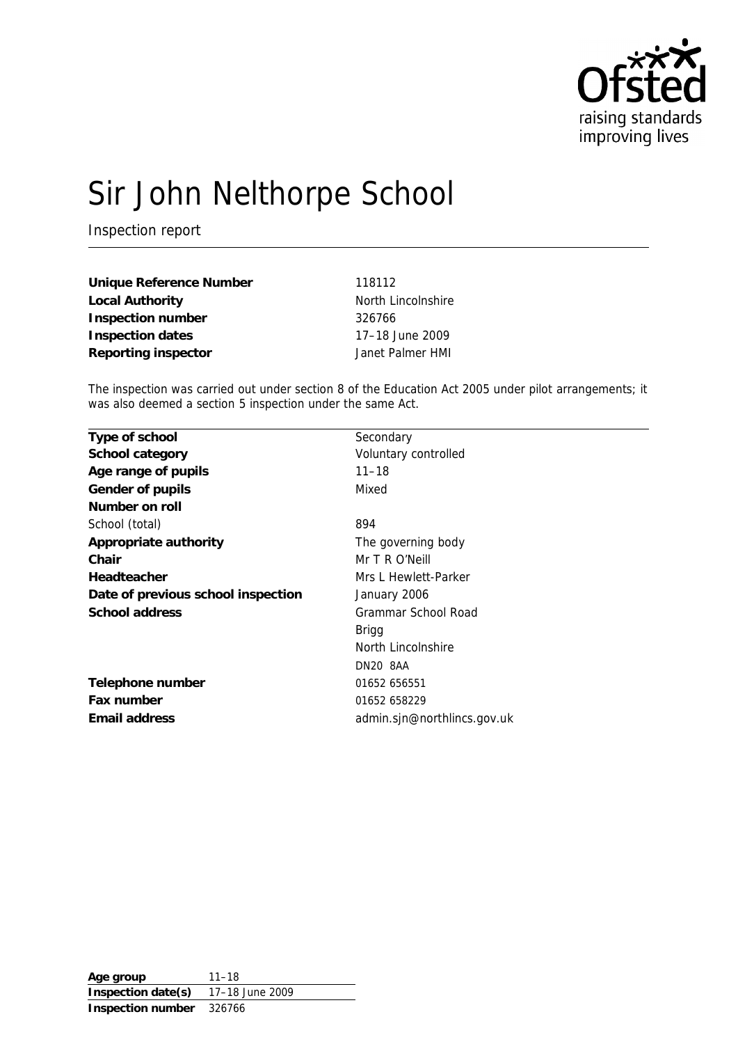# Sir John Nelthorpe School

Inspection report

| | |
|---|---|
| **Unique Reference Number** | 118112 |
| **Local Authority** | North Lincolnshire |
| **Inspection number** | 326766 |
| **Inspection dates** | 17–18 June 2009 |
| **Reporting inspector** | Janet Palmer HMI |

The inspection was carried out under section 8 of the Education Act 2005 under pilot arrangements; it was also deemed a section 5 inspection under the same Act.

| | |
|---|---|
| **Type of school** | Secondary |
| **School category** | Voluntary controlled |
| **Age range of pupils** | 11–18 |
| **Gender of pupils** | Mixed |
| **Number on roll** | |
| School (total) | 894 |
| **Appropriate authority** | The governing body |
| **Chair** | Mr T R O'Neill |
| **Headteacher** | Mrs L Hewlett-Parker |
| **Date of previous school inspection** | January 2006 |
| **School address** | Grammar School Road<br>Brigg<br>North Lincolnshire<br>DN20 8AA |
| **Telephone number** | 01652 656551 |
| **Fax number** | 01652 658229 |
| **Email address** | admin.sjn@northlincs.gov.uk |

| | |
|---|---|
| **Age group** | 11–18 |
| **Inspection date(s)** | 17–18 June 2009 |
| **Inspection number** | 326766 |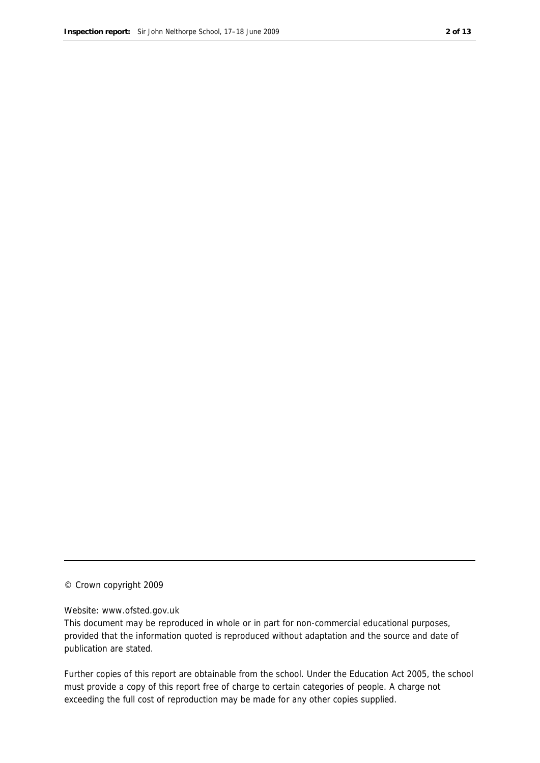© Crown copyright 2009

Website: www.ofsted.gov.uk

This document may be reproduced in whole or in part for non-commercial educational purposes, provided that the information quoted is reproduced without adaptation and the source and date of publication are stated.

Further copies of this report are obtainable from the school. Under the Education Act 2005, the school must provide a copy of this report free of charge to certain categories of people. A charge not exceeding the full cost of reproduction may be made for any other copies supplied.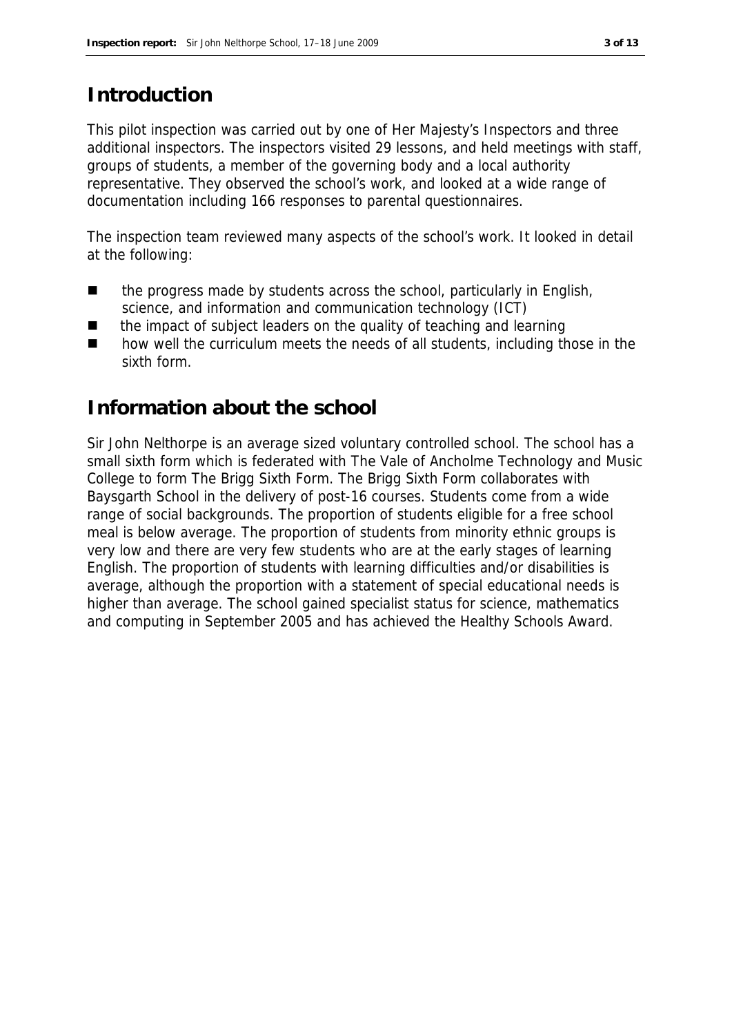## Introduction

This pilot inspection was carried out by one of Her Majesty's Inspectors and three additional inspectors. The inspectors visited 29 lessons, and held meetings with staff, groups of students, a member of the governing body and a local authority representative. They observed the school's work, and looked at a wide range of documentation including 166 responses to parental questionnaires.

The inspection team reviewed many aspects of the school's work. It looked in detail at the following:

- the progress made by students across the school, particularly in English, science, and information and communication technology (ICT)
- the impact of subject leaders on the quality of teaching and learning
- how well the curriculum meets the needs of all students, including those in the sixth form.

## Information about the school

Sir John Nelthorpe is an average sized voluntary controlled school. The school has a small sixth form which is federated with The Vale of Ancholme Technology and Music College to form The Brigg Sixth Form. The Brigg Sixth Form collaborates with Baysgarth School in the delivery of post-16 courses. Students come from a wide range of social backgrounds. The proportion of students eligible for a free school meal is below average. The proportion of students from minority ethnic groups is very low and there are very few students who are at the early stages of learning English. The proportion of students with learning difficulties and/or disabilities is average, although the proportion with a statement of special educational needs is higher than average. The school gained specialist status for science, mathematics and computing in September 2005 and has achieved the Healthy Schools Award.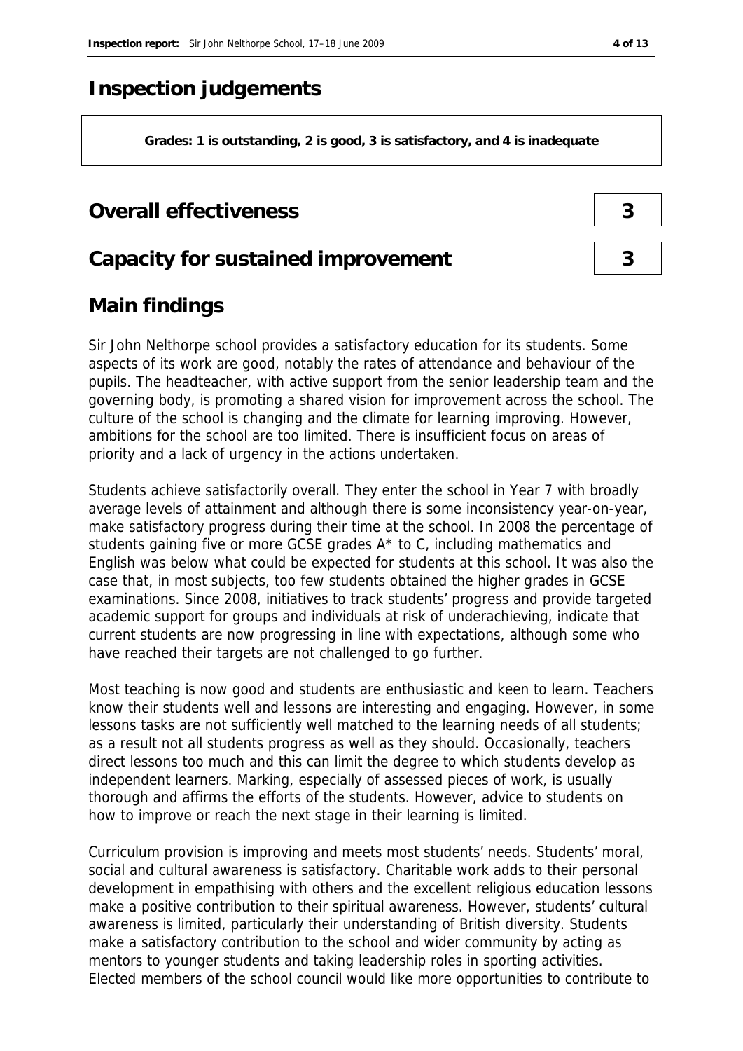# Inspection judgements

**Grades: 1 is outstanding, 2 is good, 3 is satisfactory, and 4 is inadequate**

## Overall effectiveness — 3

## Capacity for sustained improvement — 3

## Main findings

Sir John Nelthorpe school provides a satisfactory education for its students. Some aspects of its work are good, notably the rates of attendance and behaviour of the pupils. The headteacher, with active support from the senior leadership team and the governing body, is promoting a shared vision for improvement across the school. The culture of the school is changing and the climate for learning improving. However, ambitions for the school are too limited. There is insufficient focus on areas of priority and a lack of urgency in the actions undertaken.

Students achieve satisfactorily overall. They enter the school in Year 7 with broadly average levels of attainment and although there is some inconsistency year-on-year, make satisfactory progress during their time at the school. In 2008 the percentage of students gaining five or more GCSE grades A* to C, including mathematics and English was below what could be expected for students at this school. It was also the case that, in most subjects, too few students obtained the higher grades in GCSE examinations. Since 2008, initiatives to track students' progress and provide targeted academic support for groups and individuals at risk of underachieving, indicate that current students are now progressing in line with expectations, although some who have reached their targets are not challenged to go further.

Most teaching is now good and students are enthusiastic and keen to learn. Teachers know their students well and lessons are interesting and engaging. However, in some lessons tasks are not sufficiently well matched to the learning needs of all students; as a result not all students progress as well as they should. Occasionally, teachers direct lessons too much and this can limit the degree to which students develop as independent learners. Marking, especially of assessed pieces of work, is usually thorough and affirms the efforts of the students. However, advice to students on how to improve or reach the next stage in their learning is limited.

Curriculum provision is improving and meets most students' needs. Students' moral, social and cultural awareness is satisfactory. Charitable work adds to their personal development in empathising with others and the excellent religious education lessons make a positive contribution to their spiritual awareness. However, students' cultural awareness is limited, particularly their understanding of British diversity. Students make a satisfactory contribution to the school and wider community by acting as mentors to younger students and taking leadership roles in sporting activities. Elected members of the school council would like more opportunities to contribute to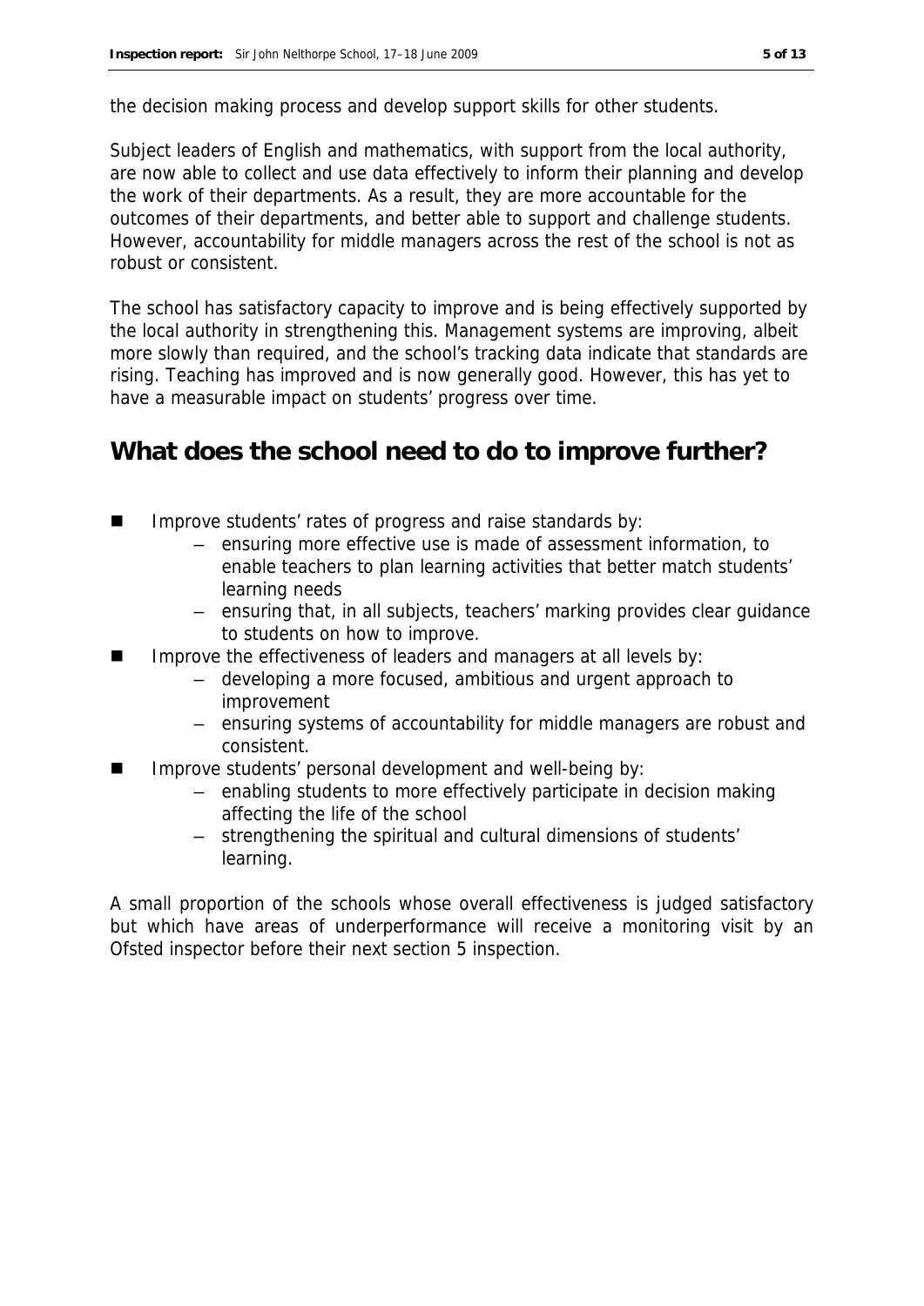the decision making process and develop support skills for other students.

Subject leaders of English and mathematics, with support from the local authority, are now able to collect and use data effectively to inform their planning and develop the work of their departments. As a result, they are more accountable for the outcomes of their departments, and better able to support and challenge students. However, accountability for middle managers across the rest of the school is not as robust or consistent.

The school has satisfactory capacity to improve and is being effectively supported by the local authority in strengthening this. Management systems are improving, albeit more slowly than required, and the school's tracking data indicate that standards are rising. Teaching has improved and is now generally good. However, this has yet to have a measurable impact on students' progress over time.

## What does the school need to do to improve further?

- Improve students' rates of progress and raise standards by:
  - ensuring more effective use is made of assessment information, to enable teachers to plan learning activities that better match students' learning needs
  - ensuring that, in all subjects, teachers' marking provides clear guidance to students on how to improve.
- Improve the effectiveness of leaders and managers at all levels by:
  - developing a more focused, ambitious and urgent approach to improvement
  - ensuring systems of accountability for middle managers are robust and consistent.
- Improve students' personal development and well-being by:
  - enabling students to more effectively participate in decision making affecting the life of the school
  - strengthening the spiritual and cultural dimensions of students' learning.

A small proportion of the schools whose overall effectiveness is judged satisfactory but which have areas of underperformance will receive a monitoring visit by an Ofsted inspector before their next section 5 inspection.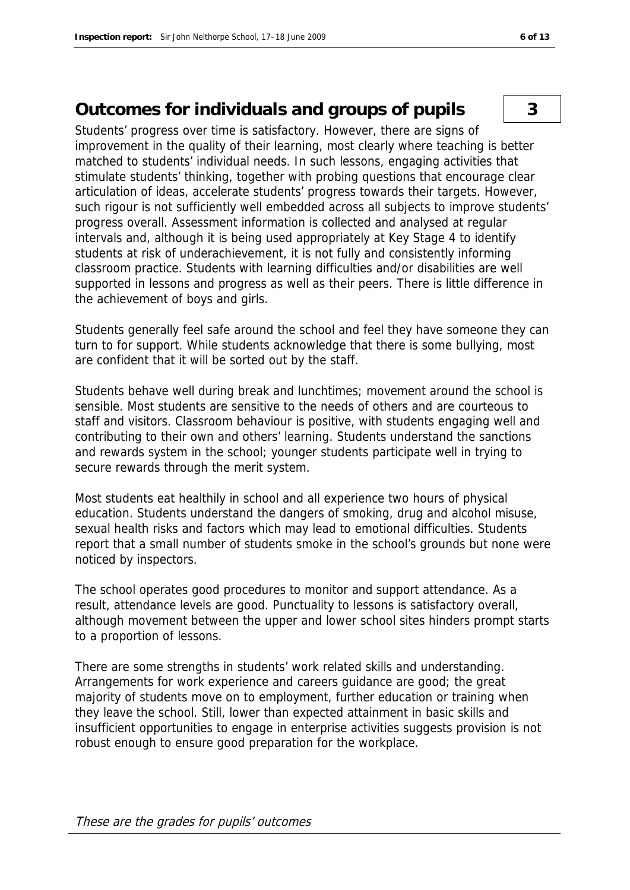## Outcomes for individuals and groups of pupils 3

Students' progress over time is satisfactory. However, there are signs of improvement in the quality of their learning, most clearly where teaching is better matched to students' individual needs. In such lessons, engaging activities that stimulate students' thinking, together with probing questions that encourage clear articulation of ideas, accelerate students' progress towards their targets. However, such rigour is not sufficiently well embedded across all subjects to improve students' progress overall. Assessment information is collected and analysed at regular intervals and, although it is being used appropriately at Key Stage 4 to identify students at risk of underachievement, it is not fully and consistently informing classroom practice. Students with learning difficulties and/or disabilities are well supported in lessons and progress as well as their peers. There is little difference in the achievement of boys and girls.

Students generally feel safe around the school and feel they have someone they can turn to for support. While students acknowledge that there is some bullying, most are confident that it will be sorted out by the staff.

Students behave well during break and lunchtimes; movement around the school is sensible. Most students are sensitive to the needs of others and are courteous to staff and visitors. Classroom behaviour is positive, with students engaging well and contributing to their own and others' learning. Students understand the sanctions and rewards system in the school; younger students participate well in trying to secure rewards through the merit system.

Most students eat healthily in school and all experience two hours of physical education. Students understand the dangers of smoking, drug and alcohol misuse, sexual health risks and factors which may lead to emotional difficulties. Students report that a small number of students smoke in the school's grounds but none were noticed by inspectors.

The school operates good procedures to monitor and support attendance. As a result, attendance levels are good. Punctuality to lessons is satisfactory overall, although movement between the upper and lower school sites hinders prompt starts to a proportion of lessons.

There are some strengths in students' work related skills and understanding. Arrangements for work experience and careers guidance are good; the great majority of students move on to employment, further education or training when they leave the school. Still, lower than expected attainment in basic skills and insufficient opportunities to engage in enterprise activities suggests provision is not robust enough to ensure good preparation for the workplace.

*These are the grades for pupils' outcomes*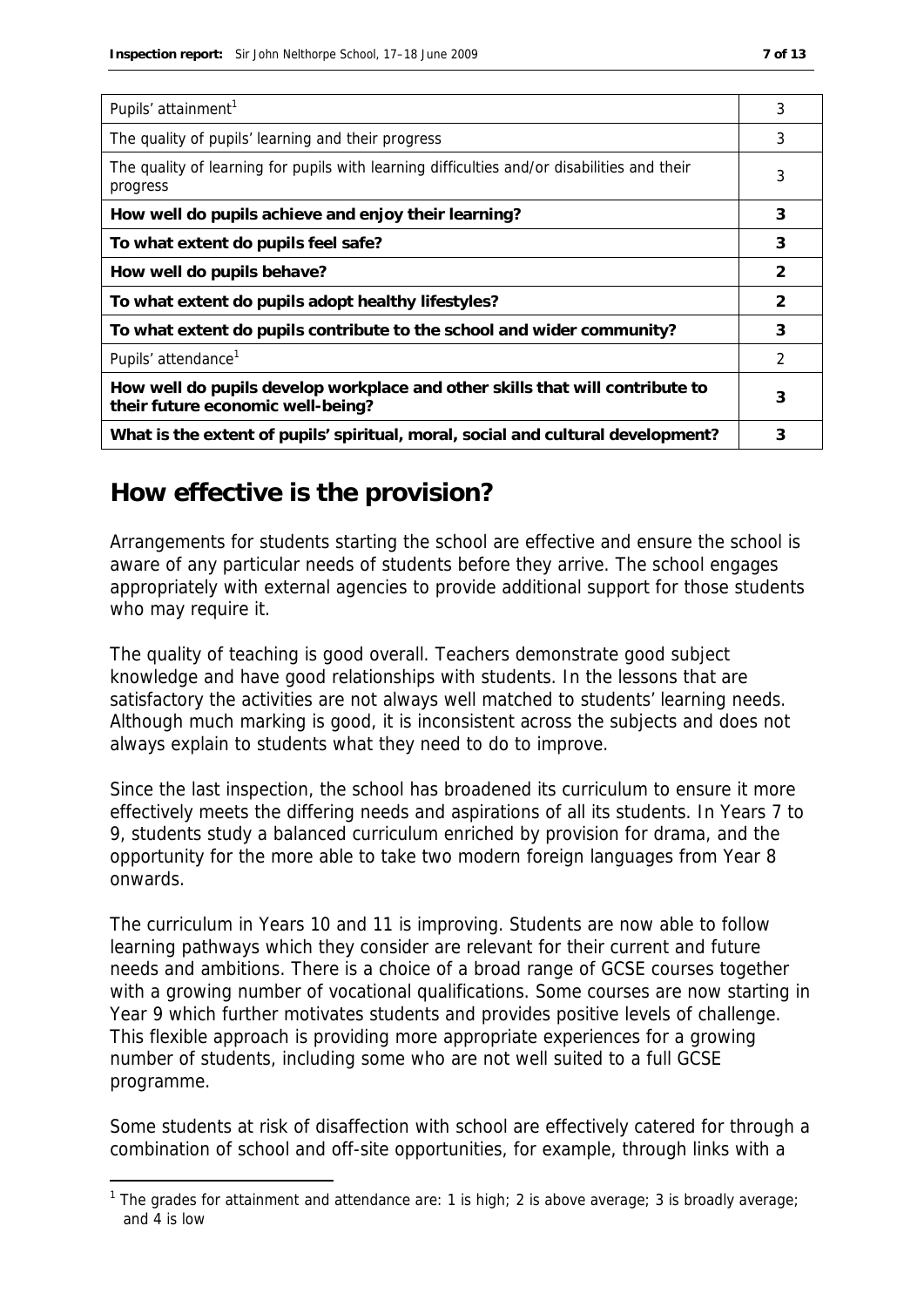| | |
|---|---|
| Pupils' attainment[1] | 3 |
| The quality of pupils' learning and their progress | 3 |
| The quality of learning for pupils with learning difficulties and/or disabilities and their progress | 3 |
| **How well do pupils achieve and enjoy their learning?** | **3** |
| **To what extent do pupils feel safe?** | **3** |
| **How well do pupils behave?** | **2** |
| **To what extent do pupils adopt healthy lifestyles?** | **2** |
| **To what extent do pupils contribute to the school and wider community?** | **3** |
| Pupils' attendance[1] | 2 |
| **How well do pupils develop workplace and other skills that will contribute to their future economic well-being?** | **3** |
| **What is the extent of pupils' spiritual, moral, social and cultural development?** | **3** |

## How effective is the provision?

Arrangements for students starting the school are effective and ensure the school is aware of any particular needs of students before they arrive. The school engages appropriately with external agencies to provide additional support for those students who may require it.

The quality of teaching is good overall. Teachers demonstrate good subject knowledge and have good relationships with students. In the lessons that are satisfactory the activities are not always well matched to students' learning needs. Although much marking is good, it is inconsistent across the subjects and does not always explain to students what they need to do to improve.

Since the last inspection, the school has broadened its curriculum to ensure it more effectively meets the differing needs and aspirations of all its students. In Years 7 to 9, students study a balanced curriculum enriched by provision for drama, and the opportunity for the more able to take two modern foreign languages from Year 8 onwards.

The curriculum in Years 10 and 11 is improving. Students are now able to follow learning pathways which they consider are relevant for their current and future needs and ambitions. There is a choice of a broad range of GCSE courses together with a growing number of vocational qualifications. Some courses are now starting in Year 9 which further motivates students and provides positive levels of challenge. This flexible approach is providing more appropriate experiences for a growing number of students, including some who are not well suited to a full GCSE programme.

Some students at risk of disaffection with school are effectively catered for through a combination of school and off-site opportunities, for example, through links with a

[1] The grades for attainment and attendance are: 1 is high; 2 is above average; 3 is broadly average; and 4 is low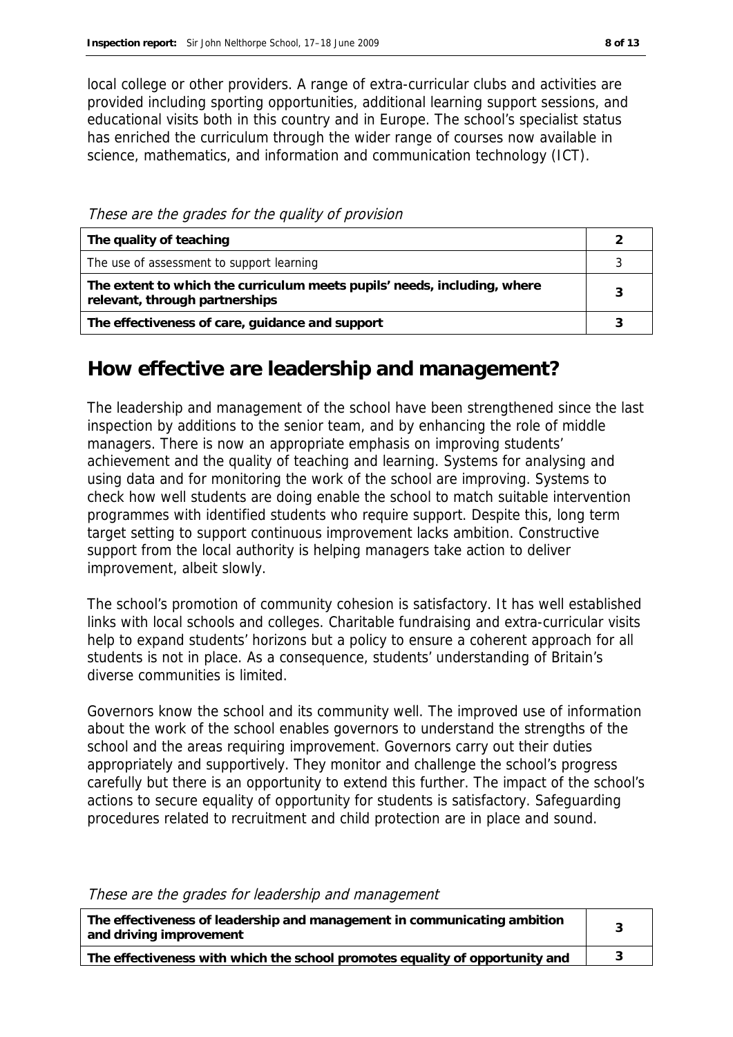local college or other providers. A range of extra-curricular clubs and activities are provided including sporting opportunities, additional learning support sessions, and educational visits both in this country and in Europe. The school's specialist status has enriched the curriculum through the wider range of courses now available in science, mathematics, and information and communication technology (ICT).

*These are the grades for the quality of provision*

| | |
|---|---|
| **The quality of teaching** | **2** |
| The use of assessment to support learning | 3 |
| **The extent to which the curriculum meets pupils' needs, including, where relevant, through partnerships** | **3** |
| **The effectiveness of care, guidance and support** | **3** |

## How effective are leadership and management?

The leadership and management of the school have been strengthened since the last inspection by additions to the senior team, and by enhancing the role of middle managers. There is now an appropriate emphasis on improving students' achievement and the quality of teaching and learning. Systems for analysing and using data and for monitoring the work of the school are improving. Systems to check how well students are doing enable the school to match suitable intervention programmes with identified students who require support. Despite this, long term target setting to support continuous improvement lacks ambition. Constructive support from the local authority is helping managers take action to deliver improvement, albeit slowly.

The school's promotion of community cohesion is satisfactory. It has well established links with local schools and colleges. Charitable fundraising and extra-curricular visits help to expand students' horizons but a policy to ensure a coherent approach for all students is not in place. As a consequence, students' understanding of Britain's diverse communities is limited.

Governors know the school and its community well. The improved use of information about the work of the school enables governors to understand the strengths of the school and the areas requiring improvement. Governors carry out their duties appropriately and supportively. They monitor and challenge the school's progress carefully but there is an opportunity to extend this further. The impact of the school's actions to secure equality of opportunity for students is satisfactory. Safeguarding procedures related to recruitment and child protection are in place and sound.

*These are the grades for leadership and management*

| | |
|---|---|
| **The effectiveness of leadership and management in communicating ambition and driving improvement** | **3** |
| **The effectiveness with which the school promotes equality of opportunity and** | **3** |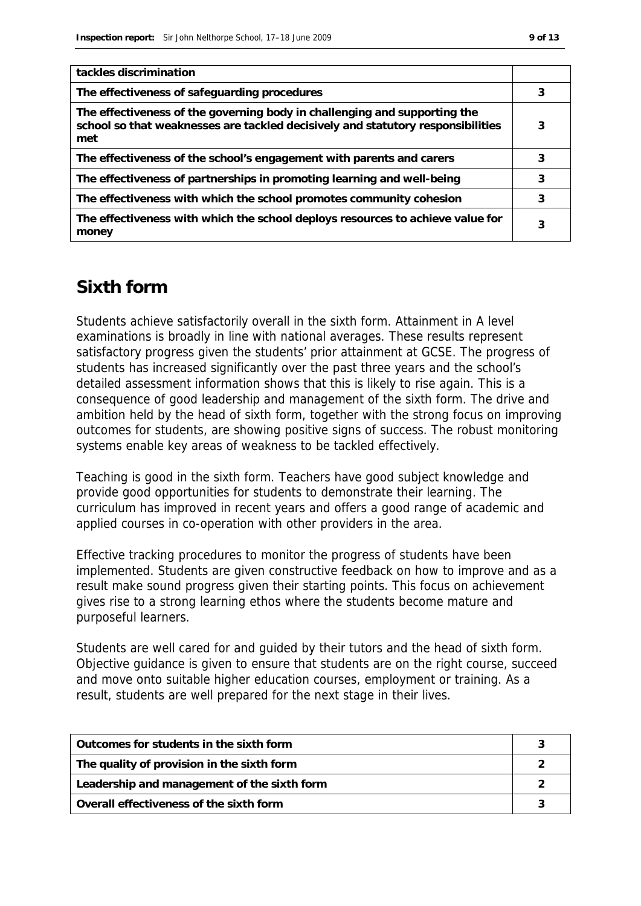| tackles discrimination | |
| --- | --- |
| The effectiveness of safeguarding procedures | 3 |
| The effectiveness of the governing body in challenging and supporting the school so that weaknesses are tackled decisively and statutory responsibilities met | 3 |
| The effectiveness of the school's engagement with parents and carers | 3 |
| The effectiveness of partnerships in promoting learning and well-being | 3 |
| The effectiveness with which the school promotes community cohesion | 3 |
| The effectiveness with which the school deploys resources to achieve value for money | 3 |

## Sixth form

Students achieve satisfactorily overall in the sixth form. Attainment in A level examinations is broadly in line with national averages. These results represent satisfactory progress given the students' prior attainment at GCSE. The progress of students has increased significantly over the past three years and the school's detailed assessment information shows that this is likely to rise again. This is a consequence of good leadership and management of the sixth form. The drive and ambition held by the head of sixth form, together with the strong focus on improving outcomes for students, are showing positive signs of success. The robust monitoring systems enable key areas of weakness to be tackled effectively.

Teaching is good in the sixth form. Teachers have good subject knowledge and provide good opportunities for students to demonstrate their learning. The curriculum has improved in recent years and offers a good range of academic and applied courses in co-operation with other providers in the area.

Effective tracking procedures to monitor the progress of students have been implemented. Students are given constructive feedback on how to improve and as a result make sound progress given their starting points. This focus on achievement gives rise to a strong learning ethos where the students become mature and purposeful learners.

Students are well cared for and guided by their tutors and the head of sixth form. Objective guidance is given to ensure that students are on the right course, succeed and move onto suitable higher education courses, employment or training. As a result, students are well prepared for the next stage in their lives.

| Outcomes for students in the sixth form | 3 |
| --- | --- |
| The quality of provision in the sixth form | 2 |
| Leadership and management of the sixth form | 2 |
| Overall effectiveness of the sixth form | 3 |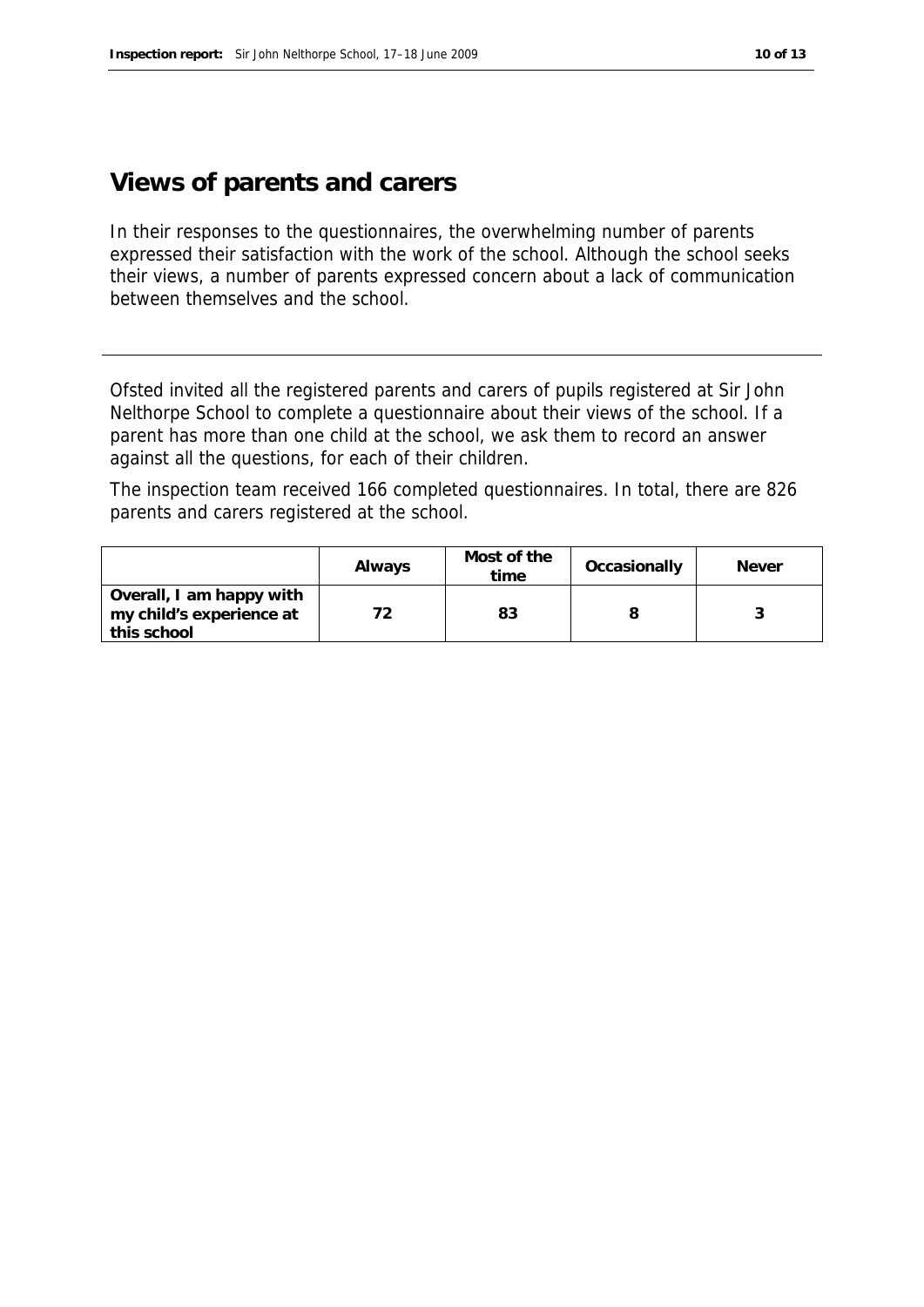## Views of parents and carers

In their responses to the questionnaires, the overwhelming number of parents expressed their satisfaction with the work of the school. Although the school seeks their views, a number of parents expressed concern about a lack of communication between themselves and the school.

---

Ofsted invited all the registered parents and carers of pupils registered at Sir John Nelthorpe School to complete a questionnaire about their views of the school. If a parent has more than one child at the school, we ask them to record an answer against all the questions, for each of their children.

The inspection team received 166 completed questionnaires. In total, there are 826 parents and carers registered at the school.

| | Always | Most of the time | Occasionally | Never |
|---|---|---|---|---|
| **Overall, I am happy with my child's experience at this school** | 72 | 83 | 8 | 3 |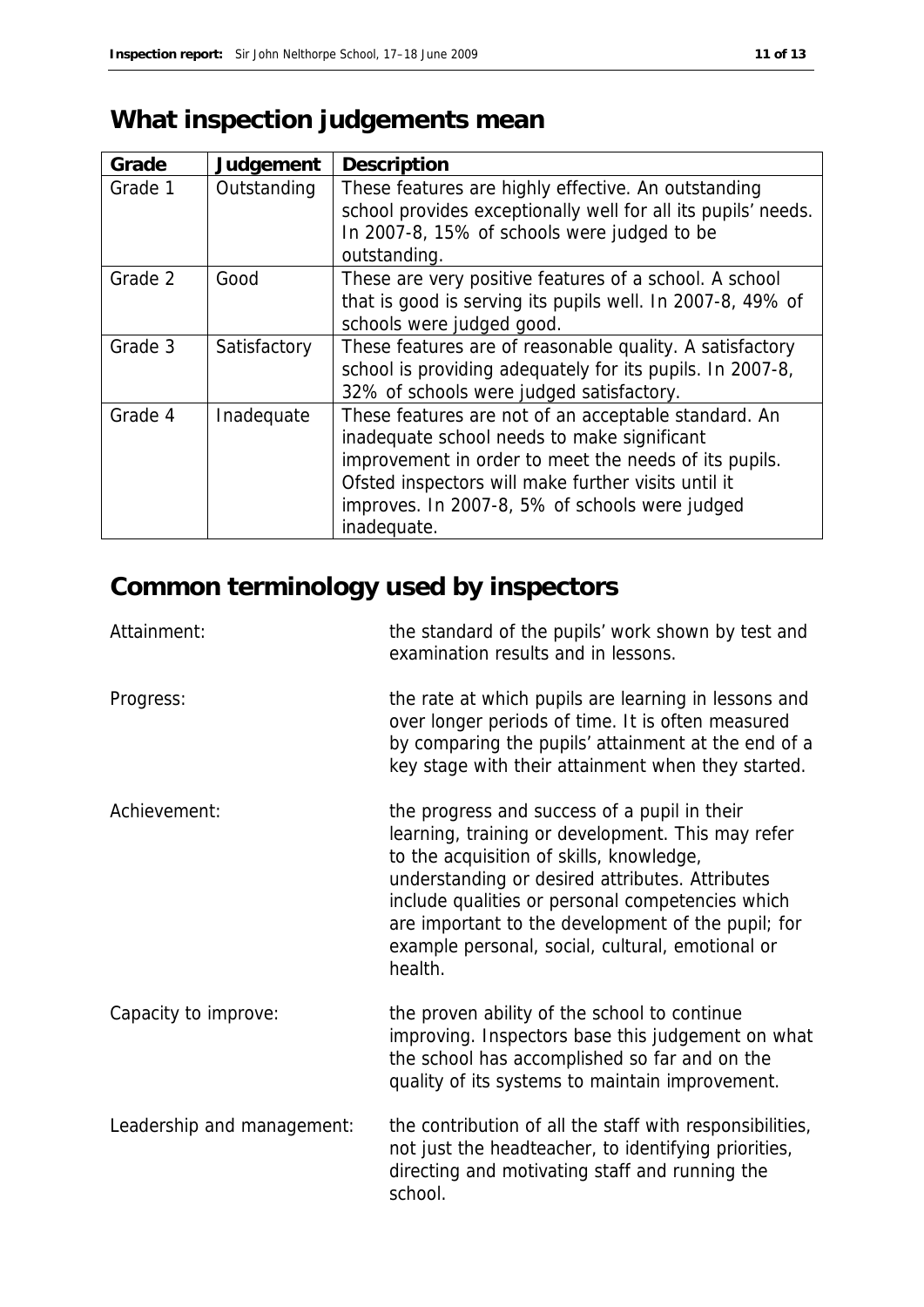# What inspection judgements mean

| Grade | Judgement | Description |
|---|---|---|
| Grade 1 | Outstanding | These features are highly effective. An outstanding school provides exceptionally well for all its pupils' needs. In 2007-8, 15% of schools were judged to be outstanding. |
| Grade 2 | Good | These are very positive features of a school. A school that is good is serving its pupils well. In 2007-8, 49% of schools were judged good. |
| Grade 3 | Satisfactory | These features are of reasonable quality. A satisfactory school is providing adequately for its pupils. In 2007-8, 32% of schools were judged satisfactory. |
| Grade 4 | Inadequate | These features are not of an acceptable standard. An inadequate school needs to make significant improvement in order to meet the needs of its pupils. Ofsted inspectors will make further visits until it improves. In 2007-8, 5% of schools were judged inadequate. |

# Common terminology used by inspectors

| | |
|---|---|
| Attainment: | the standard of the pupils' work shown by test and examination results and in lessons. |
| Progress: | the rate at which pupils are learning in lessons and over longer periods of time. It is often measured by comparing the pupils' attainment at the end of a key stage with their attainment when they started. |
| Achievement: | the progress and success of a pupil in their learning, training or development. This may refer to the acquisition of skills, knowledge, understanding or desired attributes. Attributes include qualities or personal competencies which are important to the development of the pupil; for example personal, social, cultural, emotional or health. |
| Capacity to improve: | the proven ability of the school to continue improving. Inspectors base this judgement on what the school has accomplished so far and on the quality of its systems to maintain improvement. |
| Leadership and management: | the contribution of all the staff with responsibilities, not just the headteacher, to identifying priorities, directing and motivating staff and running the school. |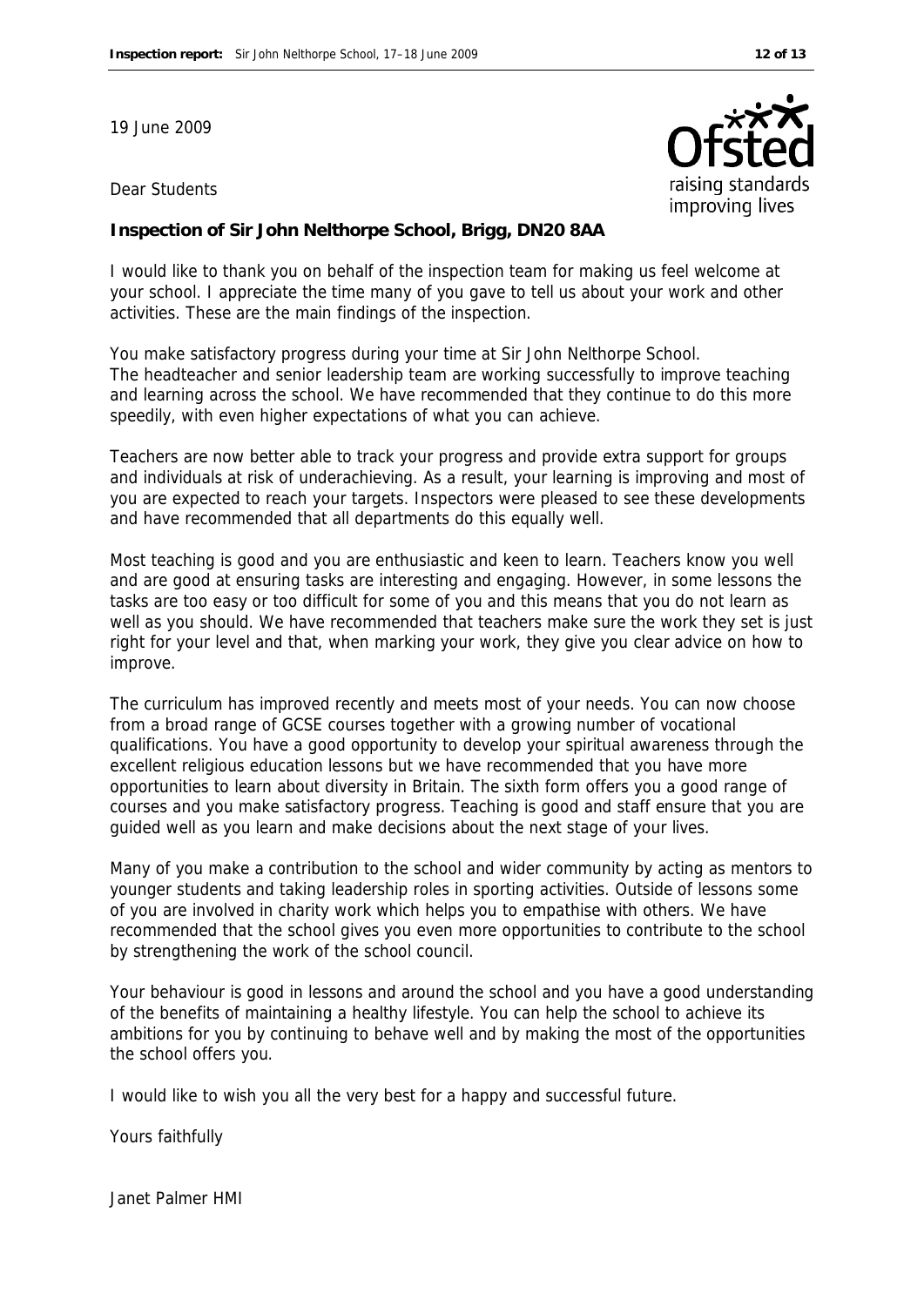19 June 2009

Dear Students

**Inspection of Sir John Nelthorpe School, Brigg, DN20 8AA**

I would like to thank you on behalf of the inspection team for making us feel welcome at your school. I appreciate the time many of you gave to tell us about your work and other activities. These are the main findings of the inspection.

You make satisfactory progress during your time at Sir John Nelthorpe School.
The headteacher and senior leadership team are working successfully to improve teaching and learning across the school. We have recommended that they continue to do this more speedily, with even higher expectations of what you can achieve.

Teachers are now better able to track your progress and provide extra support for groups and individuals at risk of underachieving. As a result, your learning is improving and most of you are expected to reach your targets. Inspectors were pleased to see these developments and have recommended that all departments do this equally well.

Most teaching is good and you are enthusiastic and keen to learn. Teachers know you well and are good at ensuring tasks are interesting and engaging. However, in some lessons the tasks are too easy or too difficult for some of you and this means that you do not learn as well as you should. We have recommended that teachers make sure the work they set is just right for your level and that, when marking your work, they give you clear advice on how to improve.

The curriculum has improved recently and meets most of your needs. You can now choose from a broad range of GCSE courses together with a growing number of vocational qualifications. You have a good opportunity to develop your spiritual awareness through the excellent religious education lessons but we have recommended that you have more opportunities to learn about diversity in Britain. The sixth form offers you a good range of courses and you make satisfactory progress. Teaching is good and staff ensure that you are guided well as you learn and make decisions about the next stage of your lives.

Many of you make a contribution to the school and wider community by acting as mentors to younger students and taking leadership roles in sporting activities. Outside of lessons some of you are involved in charity work which helps you to empathise with others. We have recommended that the school gives you even more opportunities to contribute to the school by strengthening the work of the school council.

Your behaviour is good in lessons and around the school and you have a good understanding of the benefits of maintaining a healthy lifestyle. You can help the school to achieve its ambitions for you by continuing to behave well and by making the most of the opportunities the school offers you.

I would like to wish you all the very best for a happy and successful future.

Yours faithfully

Janet Palmer HMI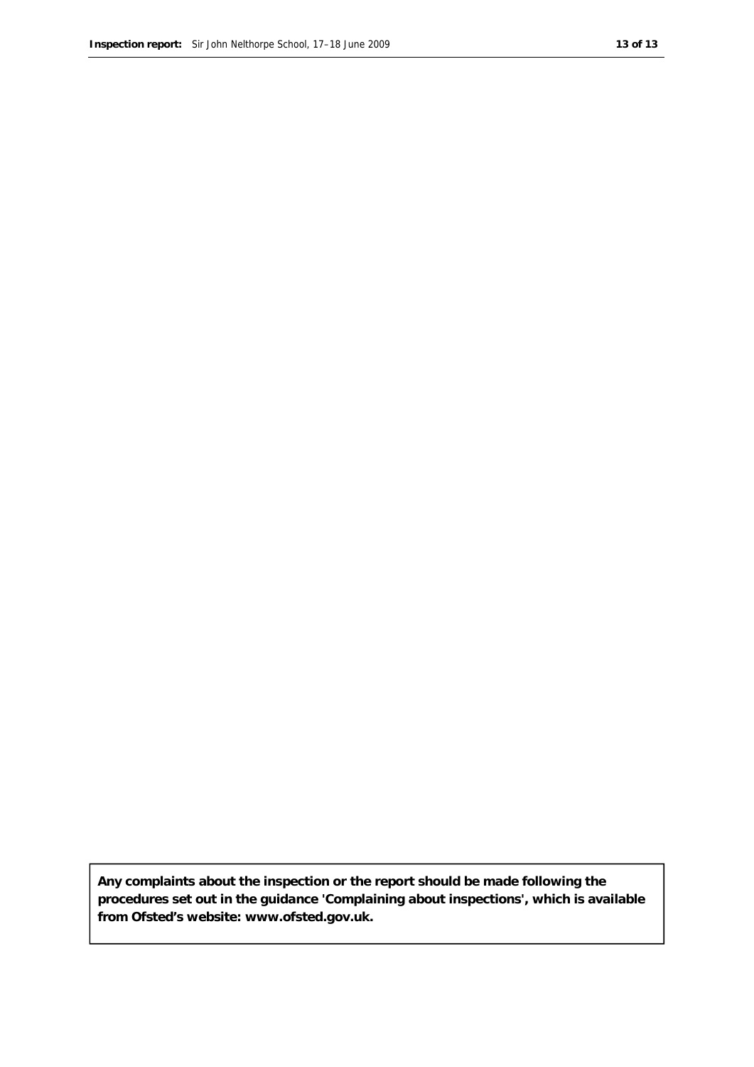**Any complaints about the inspection or the report should be made following the procedures set out in the guidance 'Complaining about inspections', which is available from Ofsted's website: www.ofsted.gov.uk.**